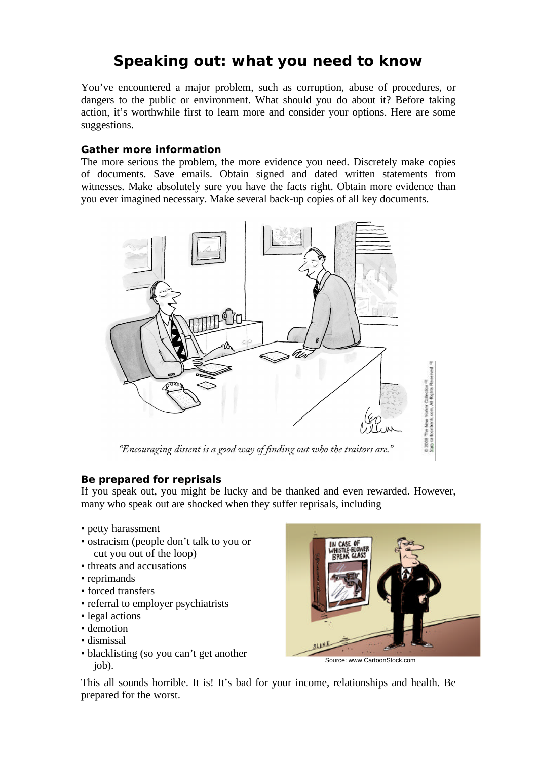# Speaking out: what you need to know

You've encountered a major problem, such as corruption, abuse of procedures, or dangers to the public or environment. What should you do about it? Before taking action, it's worthwhile first to learn more and consider your options. Here are some suggestions.

### Gather more information

The more serious the problem, the more evidence you need. Discretely make copies of documents. Save emails. Obtain signed and dated written statements from witnesses. Make absolutely sure you have the facts right. Obtain more evidence than you ever imagined necessary. Make several back-up copies of all key documents.

*"Encouraging dissent is a good way of finding out who the traitors are."*

### Be prepared for reprisals

If you speak out, you might be lucky and be thanked and even rewarded. However, many who speak out are shocked when they suffer reprisals, including

- petty harassment
- ostracism (people don't talk to you or cut you out of the loop)
- threats and accusations
- reprimands
- forced transfers
- referral to employer psychiatrists
- legal actions
- demotion
- dismissal
- blacklisting (so you can't get another job).

Source: www.CartoonStock.com

This all sounds horrible. It is! It's bad for your income, relationships and health. Be prepared for the worst.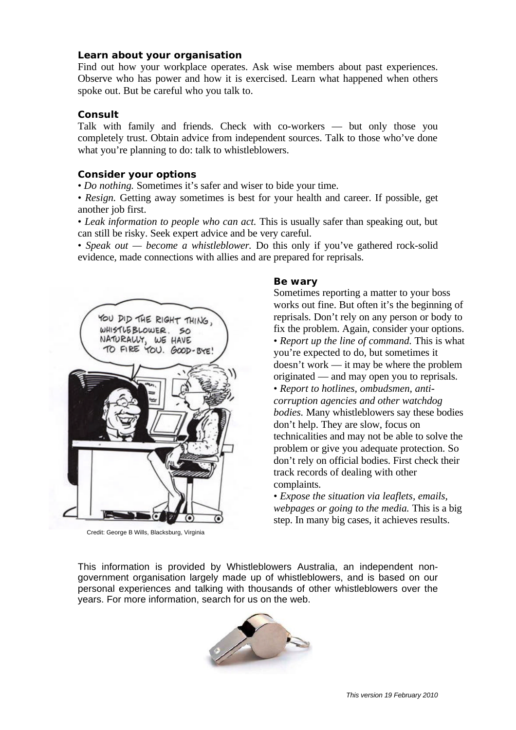### Learn about your organisation

Find out how your workplace operates. Ask wise members about past experiences. Observe who has power and how it is exercised. Learn what happened when others spoke out. But be careful who you talk to.

### Consult

Talk with family and friends. Check with co-workers — but only those you completely trust. Obtain advice from independent sources. Talk to those who've done what you're planning to do: talk to whistleblowers.

### Consider your options

• *Do nothing.* Sometimes it's safer and wiser to bide your time.

• *Resign.* Getting away sometimes is best for your health and career. If possible, get another job first.

• *Leak information to people who can act.* This is usually safer than speaking out, but can still be risky. Seek expert advice and be very careful.

• *Speak out — become a whistleblower.* Do this only if you've gathered rock-solid evidence, made connections with allies and are prepared for reprisals.

Credit: George B Wills, Blacksburg, Virginia

### Be wary

Sometimes reporting a matter to your boss works out fine. But often it's the beginning of reprisals. Don't rely on any person or body to fix the problem. Again, consider your options.

• *Report up the line of command.* This is what you're expected to do, but sometimes it doesn't work — it may be where the problem originated — and may open you to reprisals.

• *Report to hotlines, ombudsmen, anti-corruption agencies and other watchdog bodies.* Many whistleblowers say these bodies don't help. They are slow, focus on technicalities and may not be able to solve the problem or give you adequate protection. So don't rely on official bodies. First check their track records of dealing with other complaints.

• *Expose the situation via leaflets, emails, webpages or going to the media.* This is a big step. In many big cases, it achieves results.

This information is provided by Whistleblowers Australia, an independent non-government organisation largely made up of whistleblowers, and is based on our personal experiences and talking with thousands of other whistleblowers over the years. For more information, search for us on the web.

*This version 19 February 2010*